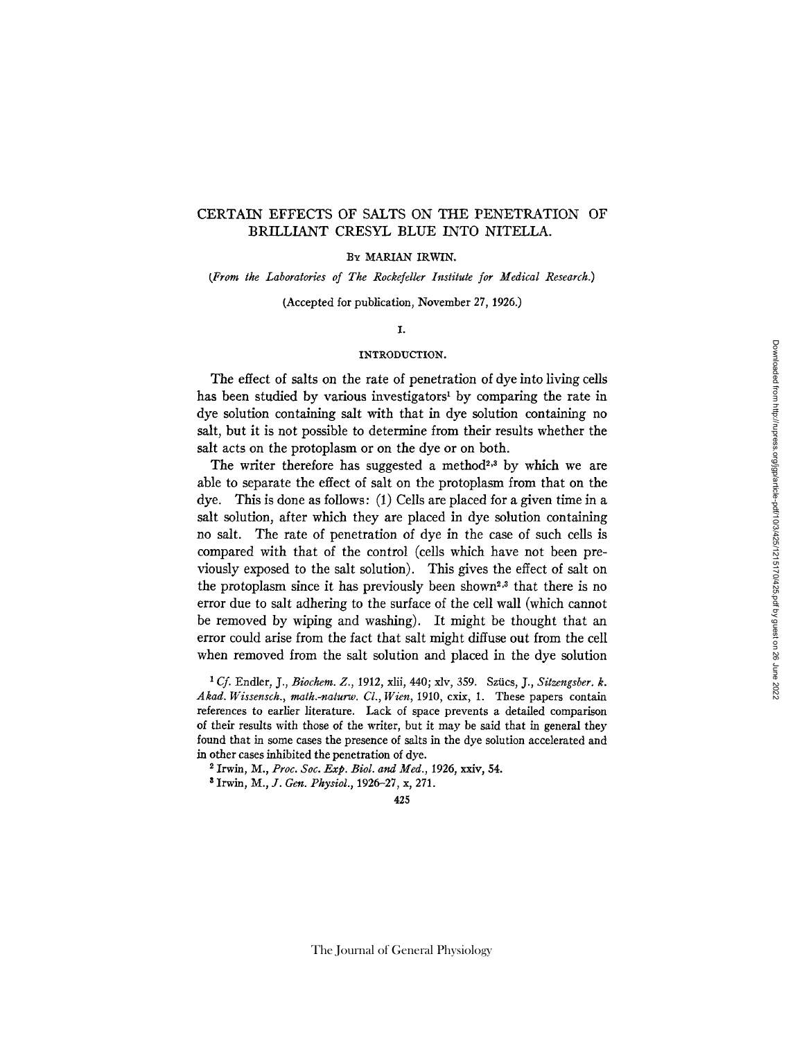# CERTAIN EFFECTS OF SALTS ON THE PENETRATION OF BRILLIANT CRESYL BLUE INTO NITELLA.

By MARIAN IRWIN.

*(From the Laboratories of The Rockefeller Institute for Medical Research.)*

(Accepted for publication, November 27, 1926.)

## I.

### INTRODUCTION.

The effect of salts on the rate of penetration of dye into living cells has been studied by various investigators[1] by comparing the rate in dye solution containing salt with that in dye solution containing no salt, but it is not possible to determine from their results whether the salt acts on the protoplasm or on the dye or on both.

The writer therefore has suggested a method[2,3] by which we are able to separate the effect of salt on the protoplasm from that on the dye. This is done as follows: (1) Cells are placed for a given time in a salt solution, after which they are placed in dye solution containing no salt. The rate of penetration of dye in the case of such cells is compared with that of the control (cells which have not been previously exposed to the salt solution). This gives the effect of salt on the protoplasm since it has previously been shown[2,3] that there is no error due to salt adhering to the surface of the cell wall (which cannot be removed by wiping and washing). It might be thought that an error could arise from the fact that salt might diffuse out from the cell when removed from the salt solution and placed in the dye solution

[1] *Cf.* Endler, J., *Biochem. Z.*, 1912, xlii, 440; xlv, 359. Szücs, J., *Sitzengsber. k. Akad. Wissensch., math.-naturw. Cl., Wien*, 1910, cxix, 1. These papers contain references to earlier literature. Lack of space prevents a detailed comparison of their results with those of the writer, but it may be said that in general they found that in some cases the presence of salts in the dye solution accelerated and in other cases inhibited the penetration of dye.

[2] Irwin, M., *Proc. Soc. Exp. Biol. and Med.*, 1926, xxiv, 54.

[3] Irwin, M., *J. Gen. Physiol.*, 1926–27, x, 271.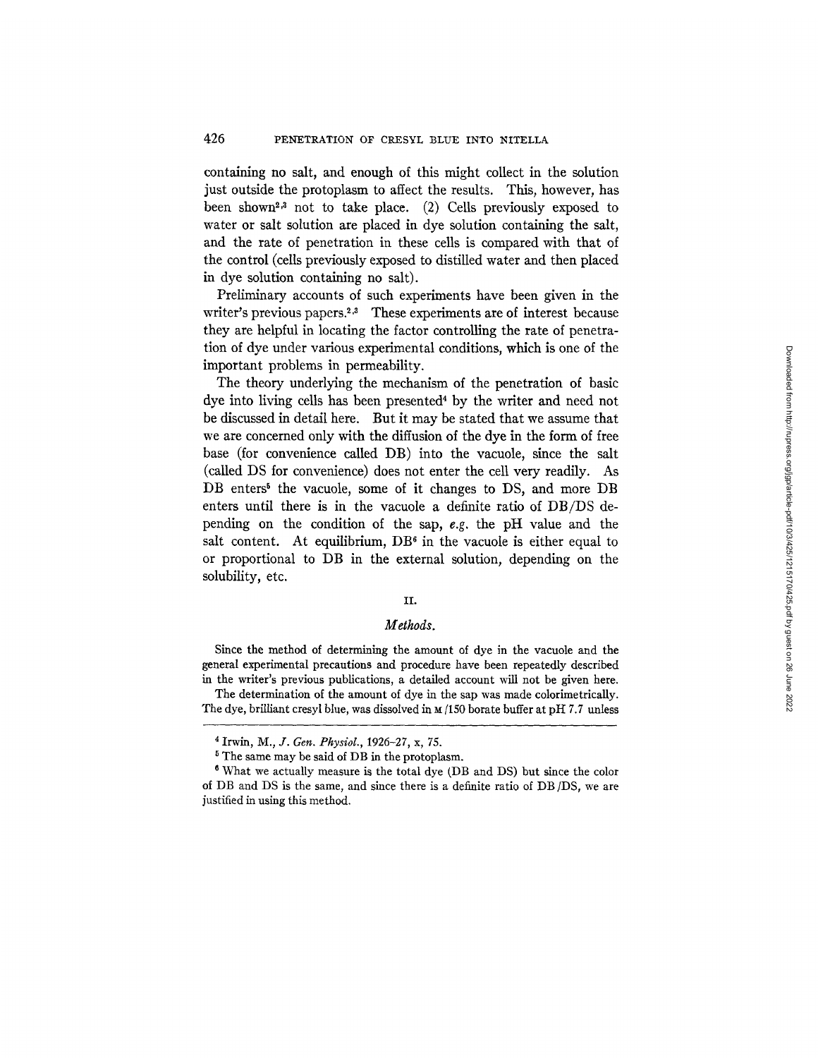containing no salt, and enough of this might collect in the solution just outside the protoplasm to affect the results. This, however, has been shown[2,3] not to take place. (2) Cells previously exposed to water or salt solution are placed in dye solution containing the salt, and the rate of penetration in these cells is compared with that of the control (cells previously exposed to distilled water and then placed in dye solution containing no salt).

Preliminary accounts of such experiments have been given in the writer's previous papers.[2,3] These experiments are of interest because they are helpful in locating the factor controlling the rate of penetration of dye under various experimental conditions, which is one of the important problems in permeability.

The theory underlying the mechanism of the penetration of basic dye into living cells has been presented[4] by the writer and need not be discussed in detail here. But it may be stated that we assume that we are concerned only with the diffusion of the dye in the form of free base (for convenience called DB) into the vacuole, since the salt (called DS for convenience) does not enter the cell very readily. As DB enters[5] the vacuole, some of it changes to DS, and more DB enters until there is in the vacuole a definite ratio of DB/DS depending on the condition of the sap, *e.g.* the pH value and the salt content. At equilibrium, DB[6] in the vacuole is either equal to or proportional to DB in the external solution, depending on the solubility, etc.

## II.

### *Methods.*

Since the method of determining the amount of dye in the vacuole and the general experimental precautions and procedure have been repeatedly described in the writer's previous publications, a detailed account will not be given here.

The determination of the amount of dye in the sap was made colorimetrically. The dye, brilliant cresyl blue, was dissolved in M/150 borate buffer at pH 7.7 unless

---

[4] Irwin, M., *J. Gen. Physiol.*, 1926–27, x, 75.

[5] The same may be said of DB in the protoplasm.

[6] What we actually measure is the total dye (DB and DS) but since the color of DB and DS is the same, and since there is a definite ratio of DB/DS, we are justified in using this method.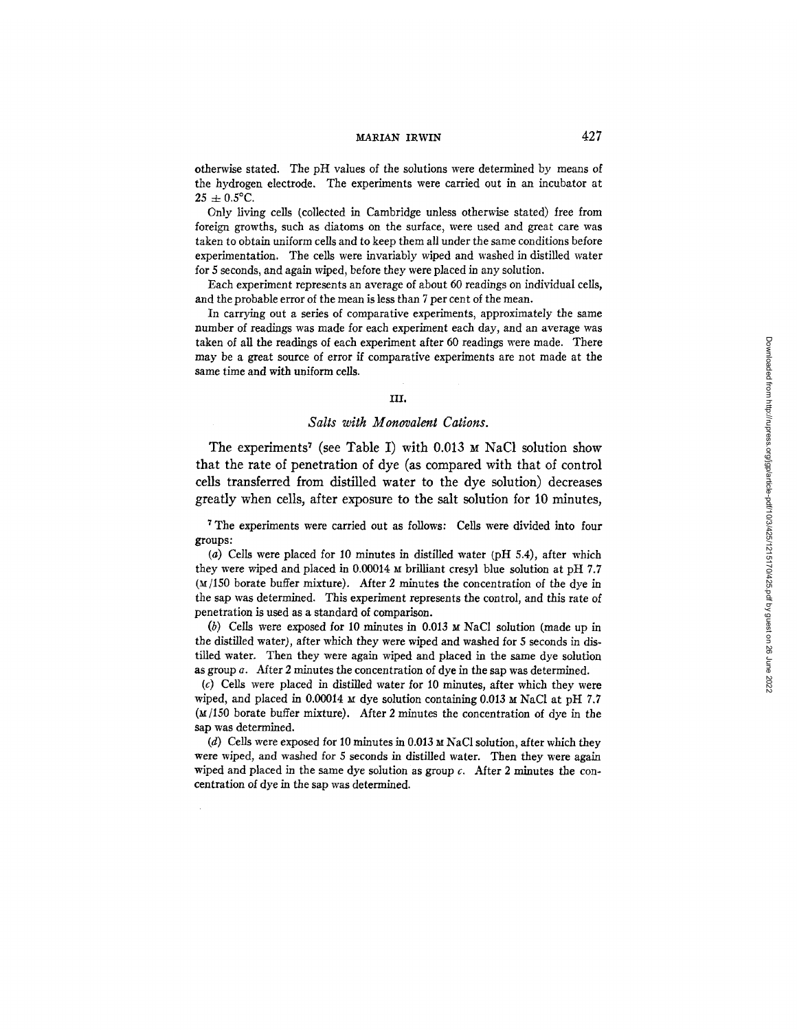otherwise stated. The pH values of the solutions were determined by means of the hydrogen electrode. The experiments were carried out in an incubator at $25 \pm 0.5°C$.

Only living cells (collected in Cambridge unless otherwise stated) free from foreign growths, such as diatoms on the surface, were used and great care was taken to obtain uniform cells and to keep them all under the same conditions before experimentation. The cells were invariably wiped and washed in distilled water for 5 seconds, and again wiped, before they were placed in any solution.

Each experiment represents an average of about 60 readings on individual cells, and the probable error of the mean is less than 7 per cent of the mean.

In carrying out a series of comparative experiments, approximately the same number of readings was made for each experiment each day, and an average was taken of all the readings of each experiment after 60 readings were made. There may be a great source of error if comparative experiments are not made at the same time and with uniform cells.

## III.

### *Salts with Monovalent Cations.*

The experiments[7] (see Table I) with 0.013 M NaCl solution show that the rate of penetration of dye (as compared with that of control cells transferred from distilled water to the dye solution) decreases greatly when cells, after exposure to the salt solution for 10 minutes,

[7] The experiments were carried out as follows: Cells were divided into four groups:

(*a*) Cells were placed for 10 minutes in distilled water (pH 5.4), after which they were wiped and placed in 0.00014 M brilliant cresyl blue solution at pH 7.7 (M/150 borate buffer mixture). After 2 minutes the concentration of the dye in the sap was determined. This experiment represents the control, and this rate of penetration is used as a standard of comparison.

(*b*) Cells were exposed for 10 minutes in 0.013 M NaCl solution (made up in the distilled water), after which they were wiped and washed for 5 seconds in distilled water. Then they were again wiped and placed in the same dye solution as group *a*. After 2 minutes the concentration of dye in the sap was determined.

(*c*) Cells were placed in distilled water for 10 minutes, after which they were wiped, and placed in 0.00014 M dye solution containing 0.013 M NaCl at pH 7.7 (M/150 borate buffer mixture). After 2 minutes the concentration of dye in the sap was determined.

(*d*) Cells were exposed for 10 minutes in 0.013 M NaCl solution, after which they were wiped, and washed for 5 seconds in distilled water. Then they were again wiped and placed in the same dye solution as group *c*. After 2 minutes the concentration of dye in the sap was determined.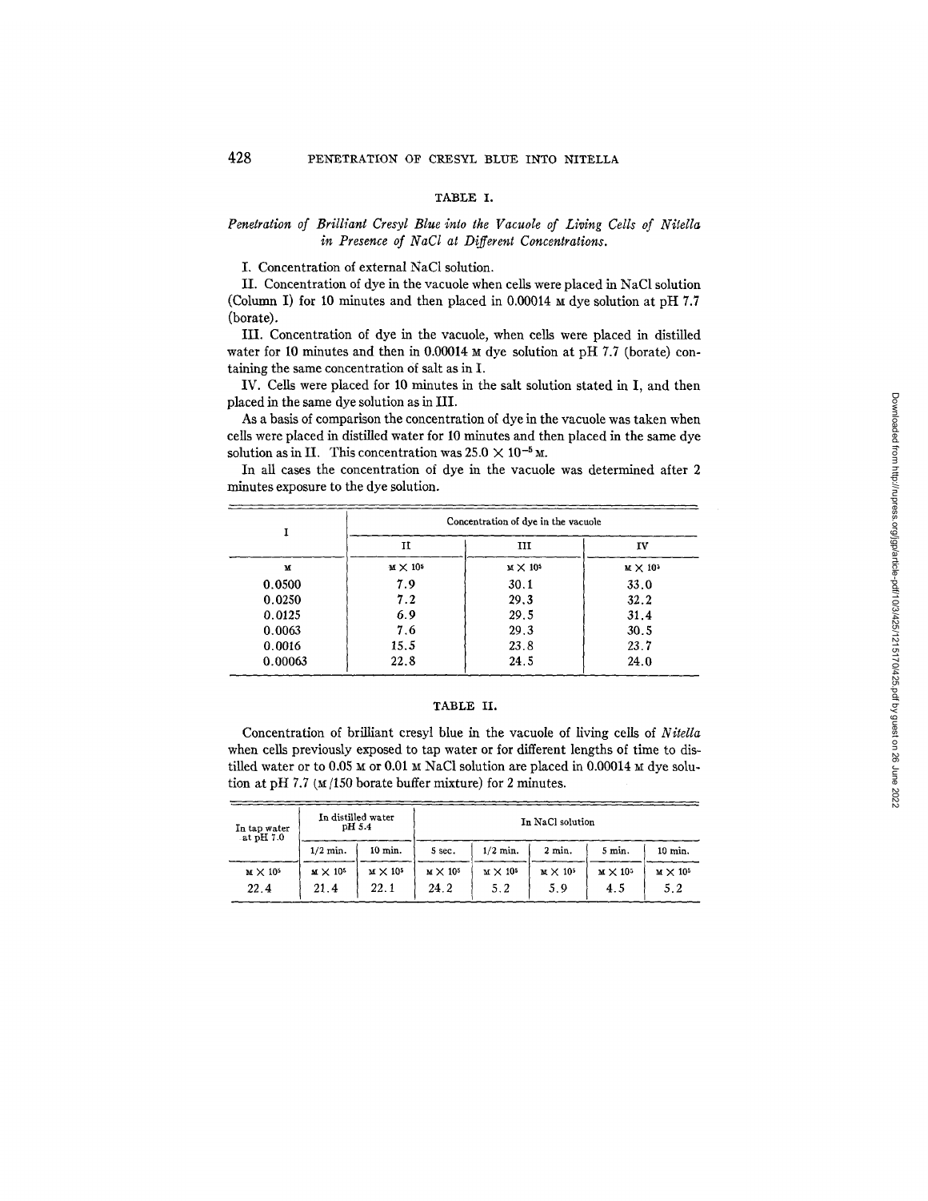### TABLE I.

*Penetration of Brilliant Cresyl Blue into the Vacuole of Living Cells of Nitella in Presence of NaCl at Different Concentrations.*

I. Concentration of external NaCl solution.

II. Concentration of dye in the vacuole when cells were placed in NaCl solution (Column I) for 10 minutes and then placed in 0.00014 M dye solution at pH 7.7 (borate).

III. Concentration of dye in the vacuole, when cells were placed in distilled water for 10 minutes and then in 0.00014 M dye solution at pH 7.7 (borate) containing the same concentration of salt as in I.

IV. Cells were placed for 10 minutes in the salt solution stated in I, and then placed in the same dye solution as in III.

As a basis of comparison the concentration of dye in the vacuole was taken when cells were placed in distilled water for 10 minutes and then placed in the same dye solution as in II. This concentration was $25.0 \times 10^{-5}$ M.

In all cases the concentration of dye in the vacuole was determined after 2 minutes exposure to the dye solution.

| I | Concentration of dye in the vacuole | | |
|---|---|---|---|
| | II | III | IV |
| M | $M \times 10^5$ | $M \times 10^5$ | $M \times 10^5$ |
| 0.0500 | 7.9 | 30.1 | 33.0 |
| 0.0250 | 7.2 | 29.3 | 32.2 |
| 0.0125 | 6.9 | 29.5 | 31.4 |
| 0.0063 | 7.6 | 29.3 | 30.5 |
| 0.0016 | 15.5 | 23.8 | 23.7 |
| 0.00063 | 22.8 | 24.5 | 24.0 |

### TABLE II.

Concentration of brilliant cresyl blue in the vacuole of living cells of *Nitella* when cells previously exposed to tap water or for different lengths of time to distilled water or to 0.05 M or 0.01 M NaCl solution are placed in 0.00014 M dye solution at pH 7.7 (M/150 borate buffer mixture) for 2 minutes.

| In tap water at pH 7.0 | In distilled water pH 5.4 | | In NaCl solution | | | | |
|---|---|---|---|---|---|---|---|
| | 1/2 min. | 10 min. | 5 sec. | 1/2 min. | 2 min. | 5 min. | 10 min. |
| $M \times 10^5$ | $M \times 10^5$ | $M \times 10^5$ | $M \times 10^5$ | $M \times 10^5$ | $M \times 10^5$ | $M \times 10^5$ | $M \times 10^5$ |
| 22.4 | 21.4 | 22.1 | 24.2 | 5.2 | 5.9 | 4.5 | 5.2 |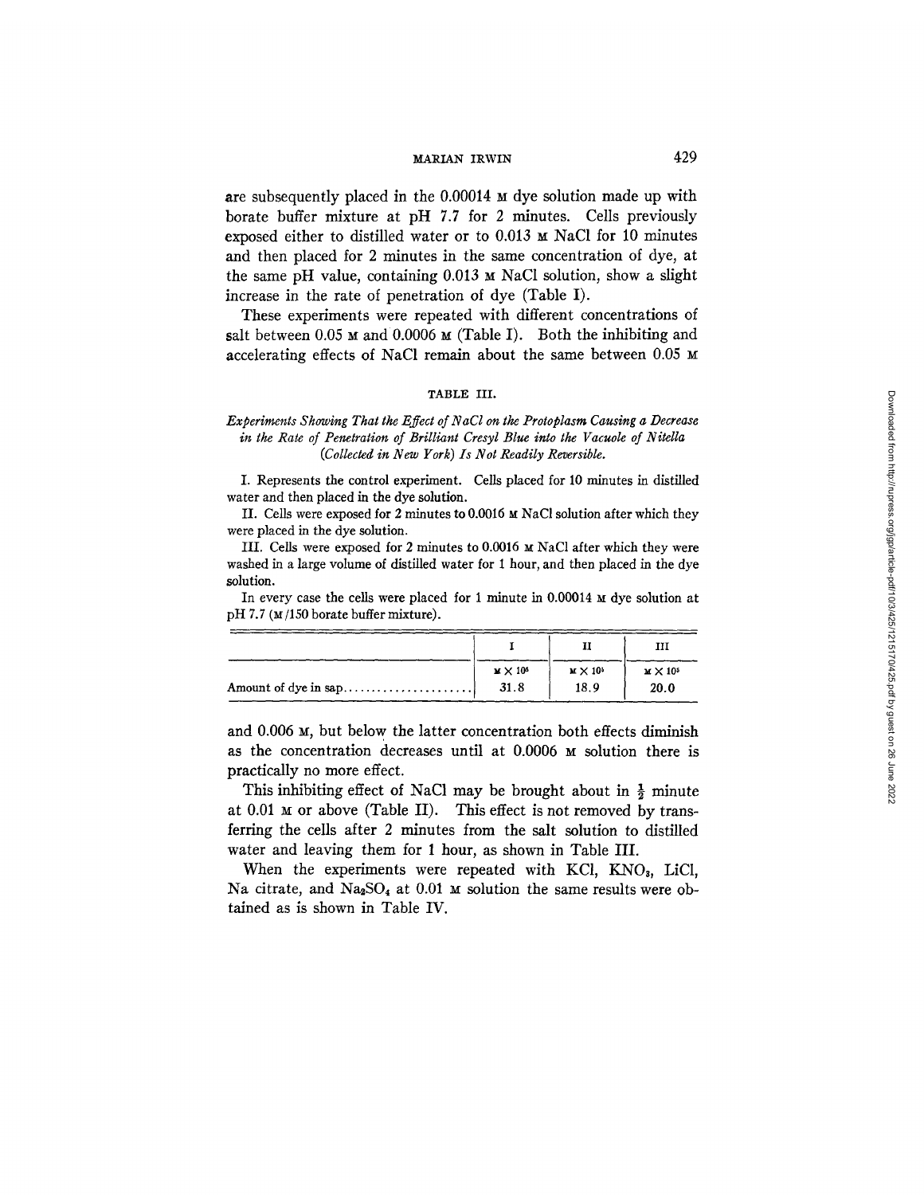are subsequently placed in the 0.00014 M dye solution made up with borate buffer mixture at pH 7.7 for 2 minutes. Cells previously exposed either to distilled water or to 0.013 M NaCl for 10 minutes and then placed for 2 minutes in the same concentration of dye, at the same pH value, containing 0.013 M NaCl solution, show a slight increase in the rate of penetration of dye (Table I).

These experiments were repeated with different concentrations of salt between 0.05 M and 0.0006 M (Table I). Both the inhibiting and accelerating effects of NaCl remain about the same between 0.05 M and 0.006 M, but below the latter concentration both effects diminish as the concentration decreases until at 0.0006 M solution there is practically no more effect.

TABLE III.

*Experiments Showing That the Effect of NaCl on the Protoplasm Causing a Decrease in the Rate of Penetration of Brilliant Cresyl Blue into the Vacuole of Nitella (Collected in New York) Is Not Readily Reversible.*

I. Represents the control experiment. Cells placed for 10 minutes in distilled water and then placed in the dye solution.

II. Cells were exposed for 2 minutes to 0.0016 M NaCl solution after which they were placed in the dye solution.

III. Cells were exposed for 2 minutes to 0.0016 M NaCl after which they were washed in a large volume of distilled water for 1 hour, and then placed in the dye solution.

In every case the cells were placed for 1 minute in 0.00014 M dye solution at pH 7.7 (M/150 borate buffer mixture).

| | I | II | III |
|---|---|---|---|
| | $M \times 10^5$ | $M \times 10^5$ | $M \times 10^5$ |
| Amount of dye in sap | 31.8 | 18.9 | 20.0 |

This inhibiting effect of NaCl may be brought about in $\frac{1}{2}$ minute at 0.01 M or above (Table II). This effect is not removed by transferring the cells after 2 minutes from the salt solution to distilled water and leaving them for 1 hour, as shown in Table III.

When the experiments were repeated with KCl, $KNO_3$, LiCl, Na citrate, and $Na_2SO_4$ at 0.01 M solution the same results were obtained as is shown in Table IV.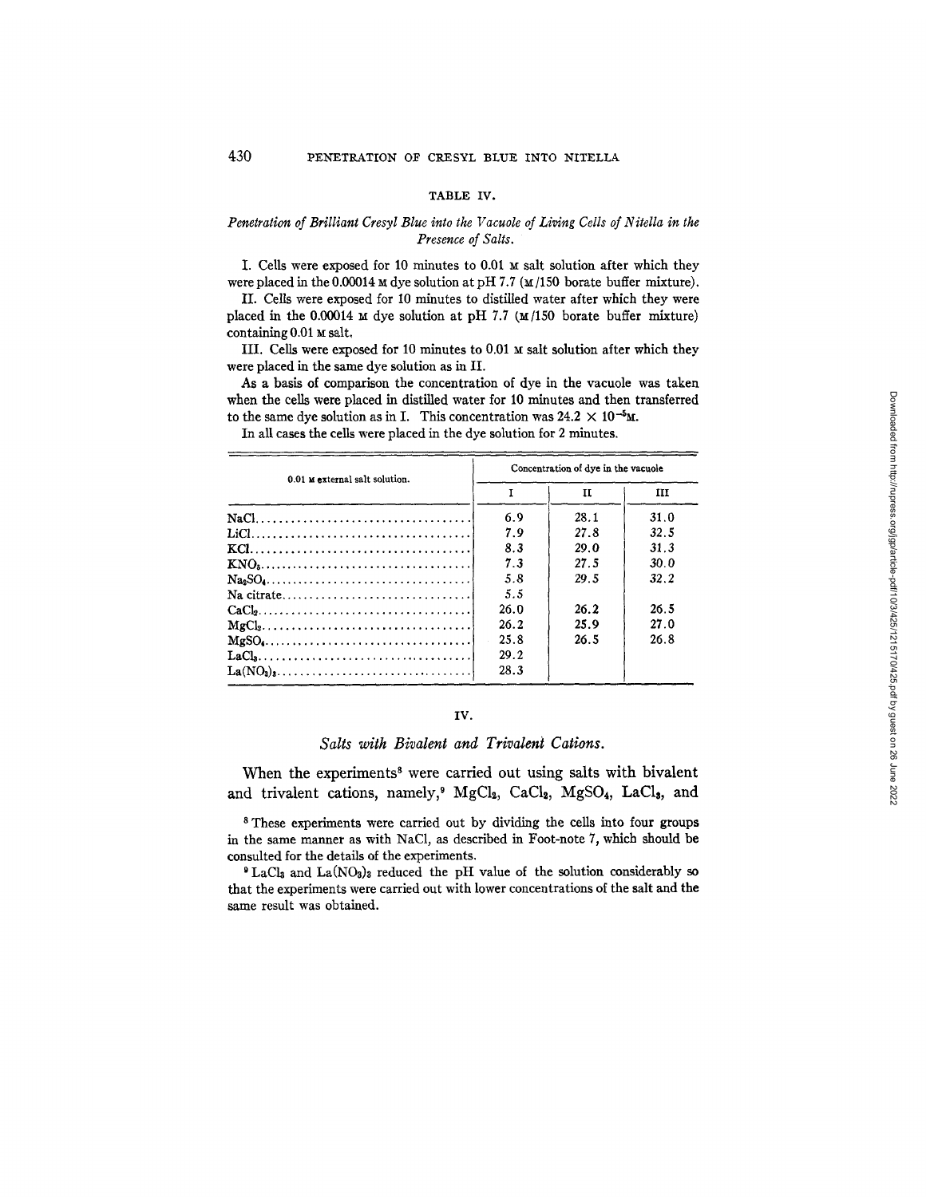### TABLE IV.

*Penetration of Brilliant Cresyl Blue into the Vacuole of Living Cells of Nitella in the Presence of Salts.*

I. Cells were exposed for 10 minutes to 0.01 M salt solution after which they were placed in the 0.00014 M dye solution at pH 7.7 (M/150 borate buffer mixture).

II. Cells were exposed for 10 minutes to distilled water after which they were placed in the 0.00014 M dye solution at pH 7.7 (M/150 borate buffer mixture) containing 0.01 M salt.

III. Cells were exposed for 10 minutes to 0.01 M salt solution after which they were placed in the same dye solution as in II.

As a basis of comparison the concentration of dye in the vacuole was taken when the cells were placed in distilled water for 10 minutes and then transferred to the same dye solution as in I. This concentration was $24.2 \times 10^{-5}$M.

In all cases the cells were placed in the dye solution for 2 minutes.

| 0.01 M external salt solution. | Concentration of dye in the vacuole | | |
|---|---|---|---|
| | I | II | III |
| $NaCl$ | 6.9 | 28.1 | 31.0 |
| $LiCl$ | 7.9 | 27.8 | 32.5 |
| $KCl$ | 8.3 | 29.0 | 31.3 |
| $KNO_3$ | 7.3 | 27.5 | 30.0 |
| $Na_2SO_4$ | 5.8 | 29.5 | 32.2 |
| Na citrate | 5.5 | | |
| $CaCl_2$ | 26.0 | 26.2 | 26.5 |
| $MgCl_2$ | 26.2 | 25.9 | 27.0 |
| $MgSO_4$ | 25.8 | 26.5 | 26.8 |
| $LaCl_3$ | 29.2 | | |
| $La(NO_3)_3$ | 28.3 | | |

## IV.

### *Salts with Bivalent and Trivalent Cations.*

When the experiments[8] were carried out using salts with bivalent and trivalent cations, namely,[9] $MgCl_2$, $CaCl_2$, $MgSO_4$, $LaCl_3$, and

[8] These experiments were carried out by dividing the cells into four groups in the same manner as with NaCl, as described in Foot-note 7, which should be consulted for the details of the experiments.

[9] $LaCl_3$ and $La(NO_3)_3$ reduced the pH value of the solution considerably so that the experiments were carried out with lower concentrations of the salt and the same result was obtained.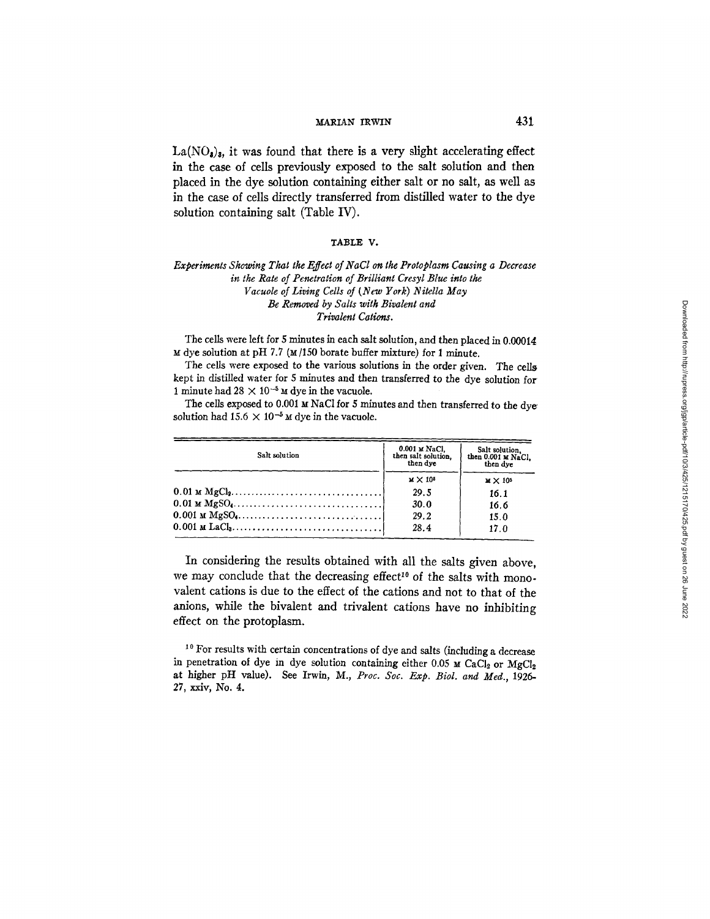$La(NO_3)_3$, it was found that there is a very slight accelerating effect in the case of cells previously exposed to the salt solution and then placed in the dye solution containing either salt or no salt, as well as in the case of cells directly transferred from distilled water to the dye solution containing salt (Table IV).

### TABLE V.

*Experiments Showing That the Effect of NaCl on the Protoplasm Causing a Decrease in the Rate of Penetration of Brilliant Cresyl Blue into the Vacuole of Living Cells of (New York) Nitella May Be Removed by Salts with Bivalent and Trivalent Cations.*

The cells were left for 5 minutes in each salt solution, and then placed in 0.00014 M dye solution at pH 7.7 (M/150 borate buffer mixture) for 1 minute.

The cells were exposed to the various solutions in the order given. The cells kept in distilled water for 5 minutes and then transferred to the dye solution for 1 minute had $28 \times 10^{-5}$ M dye in the vacuole.

The cells exposed to 0.001 M NaCl for 5 minutes and then transferred to the dye solution had $15.6 \times 10^{-5}$ M dye in the vacuole.

| Salt solution | 0.001 M NaCl, then salt solution, then dye | Salt solution, then 0.001 M NaCl, then dye |
|---|---|---|
| | $M \times 10^5$ | $M \times 10^5$ |
| 0.01 M $MgCl_2$ | 29.5 | 16.1 |
| 0.01 M $MgSO_4$ | 30.0 | 16.6 |
| 0.001 M $MgSO_4$ | 29.2 | 15.0 |
| 0.001 M $LaCl_3$ | 28.4 | 17.0 |

In considering the results obtained with all the salts given above, we may conclude that the decreasing effect[10] of the salts with monovalent cations is due to the effect of the cations and not to that of the anions, while the bivalent and trivalent cations have no inhibiting effect on the protoplasm.

[10] For results with certain concentrations of dye and salts (including a decrease in penetration of dye in dye solution containing either 0.05 M $CaCl_2$ or $MgCl_2$ at higher pH value). See Irwin, M., *Proc. Soc. Exp. Biol. and Med.*, 1926-27, xxiv, No. 4.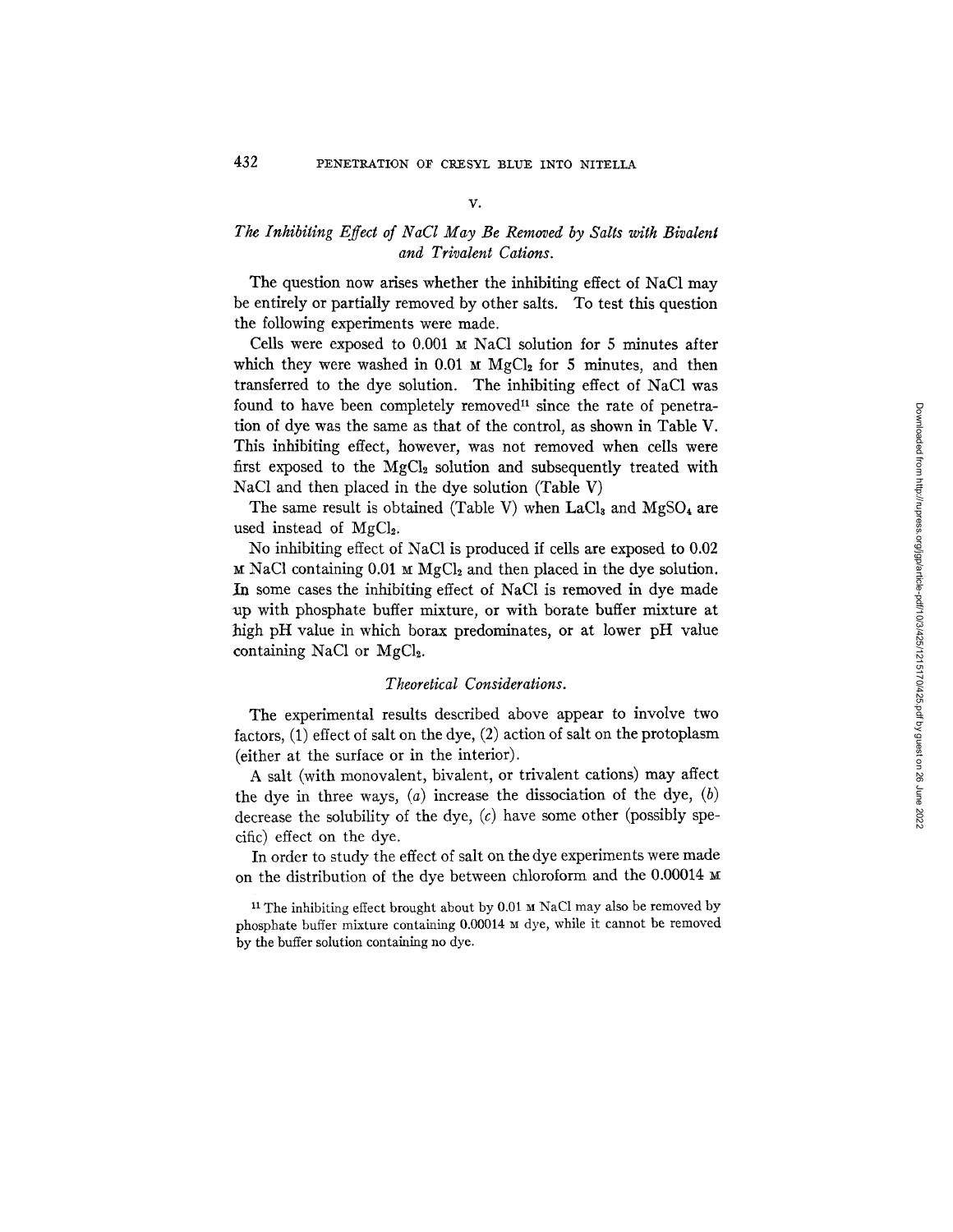## V.

### *The Inhibiting Effect of NaCl May Be Removed by Salts with Bivalent and Trivalent Cations.*

The question now arises whether the inhibiting effect of NaCl may be entirely or partially removed by other salts. To test this question the following experiments were made.

Cells were exposed to 0.001 M NaCl solution for 5 minutes after which they were washed in 0.01 M $MgCl_2$ for 5 minutes, and then transferred to the dye solution. The inhibiting effect of NaCl was found to have been completely removed[11] since the rate of penetration of dye was the same as that of the control, as shown in Table V. This inhibiting effect, however, was not removed when cells were first exposed to the $MgCl_2$ solution and subsequently treated with NaCl and then placed in the dye solution (Table V)

The same result is obtained (Table V) when $LaCl_3$ and $MgSO_4$ are used instead of $MgCl_2$.

No inhibiting effect of NaCl is produced if cells are exposed to 0.02 M NaCl containing 0.01 M $MgCl_2$ and then placed in the dye solution. In some cases the inhibiting effect of NaCl is removed in dye made up with phosphate buffer mixture, or with borate buffer mixture at high pH value in which borax predominates, or at lower pH value containing NaCl or $MgCl_2$.

### *Theoretical Considerations.*

The experimental results described above appear to involve two factors, (1) effect of salt on the dye, (2) action of salt on the protoplasm (either at the surface or in the interior).

A salt (with monovalent, bivalent, or trivalent cations) may affect the dye in three ways, (*a*) increase the dissociation of the dye, (*b*) decrease the solubility of the dye, (*c*) have some other (possibly specific) effect on the dye.

In order to study the effect of salt on the dye experiments were made on the distribution of the dye between chloroform and the 0.00014 M

[11] The inhibiting effect brought about by 0.01 M NaCl may also be removed by phosphate buffer mixture containing 0.00014 M dye, while it cannot be removed by the buffer solution containing no dye.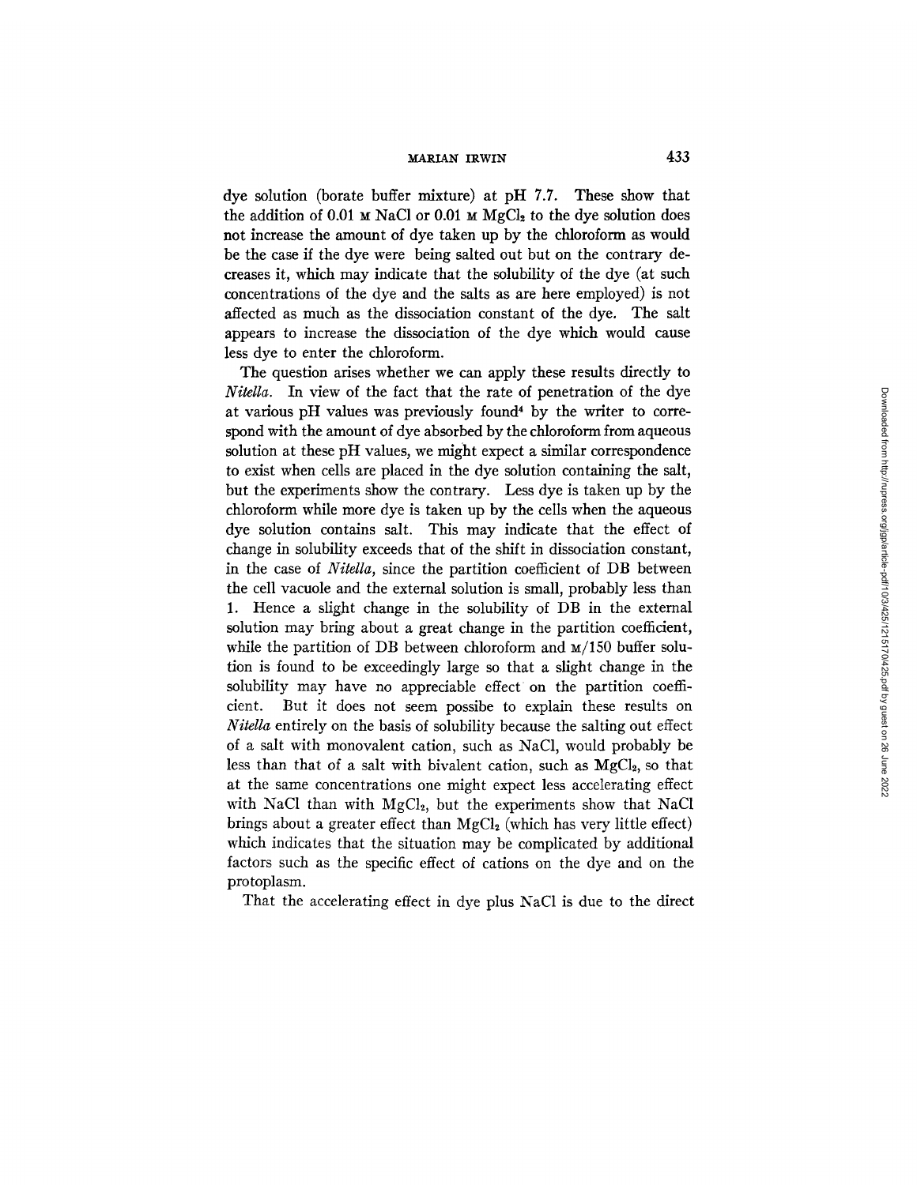dye solution (borate buffer mixture) at pH 7.7. These show that the addition of 0.01 M NaCl or 0.01 M $MgCl_2$ to the dye solution does not increase the amount of dye taken up by the chloroform as would be the case if the dye were being salted out but on the contrary decreases it, which may indicate that the solubility of the dye (at such concentrations of the dye and the salts as are here employed) is not affected as much as the dissociation constant of the dye. The salt appears to increase the dissociation of the dye which would cause less dye to enter the chloroform.

The question arises whether we can apply these results directly to *Nitella*. In view of the fact that the rate of penetration of the dye at various pH values was previously found[4] by the writer to correspond with the amount of dye absorbed by the chloroform from aqueous solution at these pH values, we might expect a similar correspondence to exist when cells are placed in the dye solution containing the salt, but the experiments show the contrary. Less dye is taken up by the chloroform while more dye is taken up by the cells when the aqueous dye solution contains salt. This may indicate that the effect of change in solubility exceeds that of the shift in dissociation constant, in the case of *Nitella*, since the partition coefficient of DB between the cell vacuole and the external solution is small, probably less than 1. Hence a slight change in the solubility of DB in the external solution may bring about a great change in the partition coefficient, while the partition of DB between chloroform and M/150 buffer solution is found to be exceedingly large so that a slight change in the solubility may have no appreciable effect on the partition coefficient. But it does not seem possibe to explain these results on *Nitella* entirely on the basis of solubility because the salting out effect of a salt with monovalent cation, such as NaCl, would probably be less than that of a salt with bivalent cation, such as $MgCl_2$, so that at the same concentrations one might expect less accelerating effect with NaCl than with $MgCl_2$, but the experiments show that NaCl brings about a greater effect than $MgCl_2$ (which has very little effect) which indicates that the situation may be complicated by additional factors such as the specific effect of cations on the dye and on the protoplasm.

That the accelerating effect in dye plus NaCl is due to the direct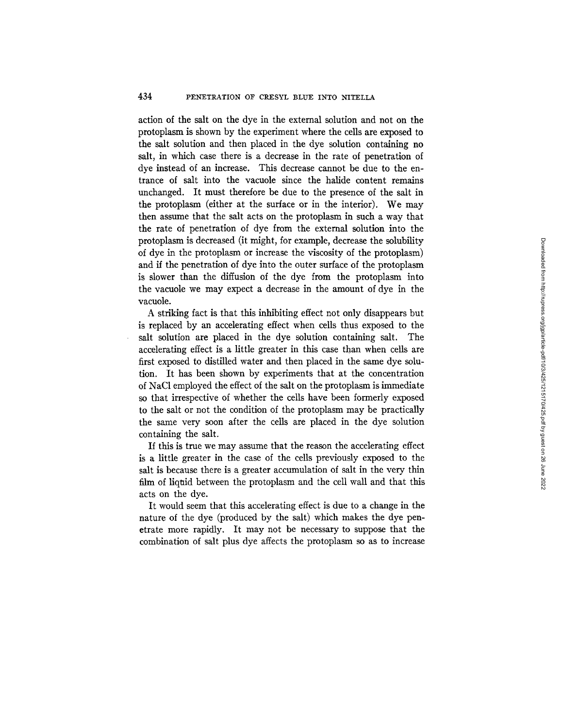action of the salt on the dye in the external solution and not on the protoplasm is shown by the experiment where the cells are exposed to the salt solution and then placed in the dye solution containing no salt, in which case there is a decrease in the rate of penetration of dye instead of an increase. This decrease cannot be due to the entrance of salt into the vacuole since the halide content remains unchanged. It must therefore be due to the presence of the salt in the protoplasm (either at the surface or in the interior). We may then assume that the salt acts on the protoplasm in such a way that the rate of penetration of dye from the external solution into the protoplasm is decreased (it might, for example, decrease the solubility of dye in the protoplasm or increase the viscosity of the protoplasm) and if the penetration of dye into the outer surface of the protoplasm is slower than the diffusion of the dye from the protoplasm into the vacuole we may expect a decrease in the amount of dye in the vacuole.

A striking fact is that this inhibiting effect not only disappears but is replaced by an accelerating effect when cells thus exposed to the salt solution are placed in the dye solution containing salt. The accelerating effect is a little greater in this case than when cells are first exposed to distilled water and then placed in the same dye solution. It has been shown by experiments that at the concentration of NaCl employed the effect of the salt on the protoplasm is immediate so that irrespective of whether the cells have been formerly exposed to the salt or not the condition of the protoplasm may be practically the same very soon after the cells are placed in the dye solution containing the salt.

If this is true we may assume that the reason the accelerating effect is a little greater in the case of the cells previously exposed to the salt is because there is a greater accumulation of salt in the very thin film of liquid between the protoplasm and the cell wall and that this acts on the dye.

It would seem that this accelerating effect is due to a change in the nature of the dye (produced by the salt) which makes the dye penetrate more rapidly. It may not be necessary to suppose that the combination of salt plus dye affects the protoplasm so as to increase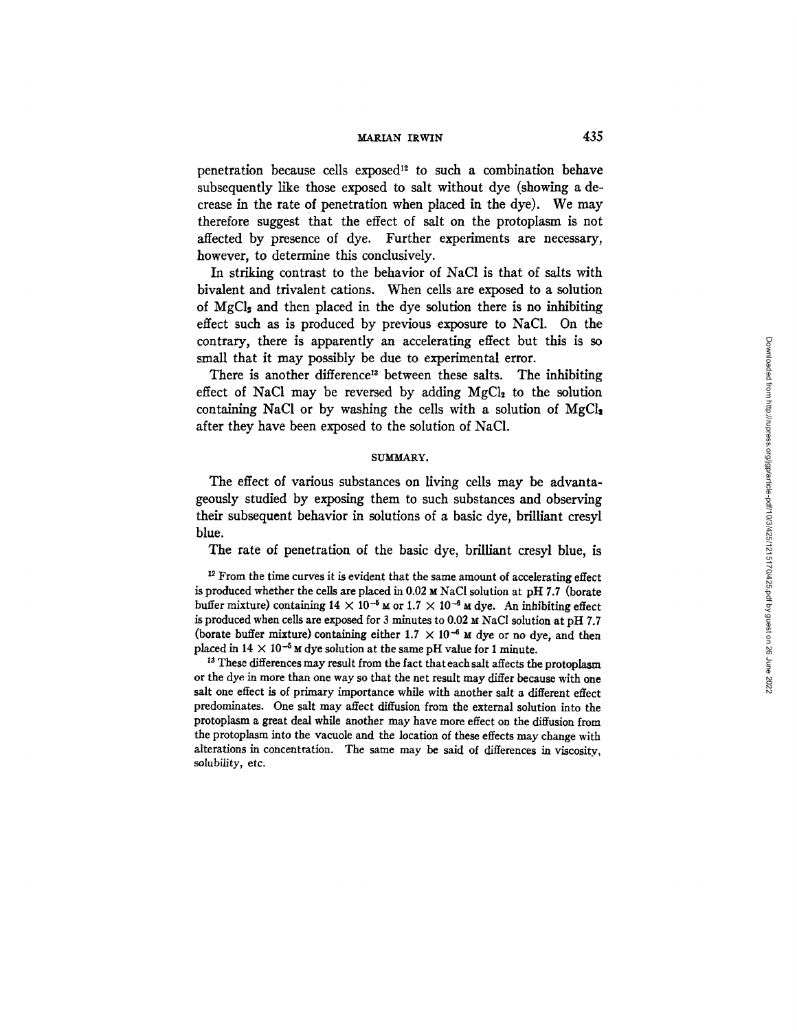penetration because cells exposed[12] to such a combination behave subsequently like those exposed to salt without dye (showing a decrease in the rate of penetration when placed in the dye). We may therefore suggest that the effect of salt on the protoplasm is not affected by presence of dye. Further experiments are necessary, however, to determine this conclusively.

In striking contrast to the behavior of NaCl is that of salts with bivalent and trivalent cations. When cells are exposed to a solution of $MgCl_2$ and then placed in the dye solution there is no inhibiting effect such as is produced by previous exposure to NaCl. On the contrary, there is apparently an accelerating effect but this is so small that it may possibly be due to experimental error.

There is another difference[13] between these salts. The inhibiting effect of NaCl may be reversed by adding $MgCl_2$ to the solution containing NaCl or by washing the cells with a solution of $MgCl_2$ after they have been exposed to the solution of NaCl.

## SUMMARY.

The effect of various substances on living cells may be advantageously studied by exposing them to such substances and observing their subsequent behavior in solutions of a basic dye, brilliant cresyl blue.

The rate of penetration of the basic dye, brilliant cresyl blue, is

[12] From the time curves it is evident that the same amount of accelerating effect is produced whether the cells are placed in 0.02 M NaCl solution at pH 7.7 (borate buffer mixture) containing $14 \times 10^{-5}$ M or $1.7 \times 10^{-5}$ M dye. An inhibiting effect is produced when cells are exposed for 3 minutes to 0.02 M NaCl solution at pH 7.7 (borate buffer mixture) containing either $1.7 \times 10^{-5}$ M dye or no dye, and then placed in $14 \times 10^{-5}$ M dye solution at the same pH value for 1 minute.

[13] These differences may result from the fact that each salt affects the protoplasm or the dye in more than one way so that the net result may differ because with one salt one effect is of primary importance while with another salt a different effect predominates. One salt may affect diffusion from the external solution into the protoplasm a great deal while another may have more effect on the diffusion from the protoplasm into the vacuole and the location of these effects may change with alterations in concentration. The same may be said of differences in viscosity, solubility, etc.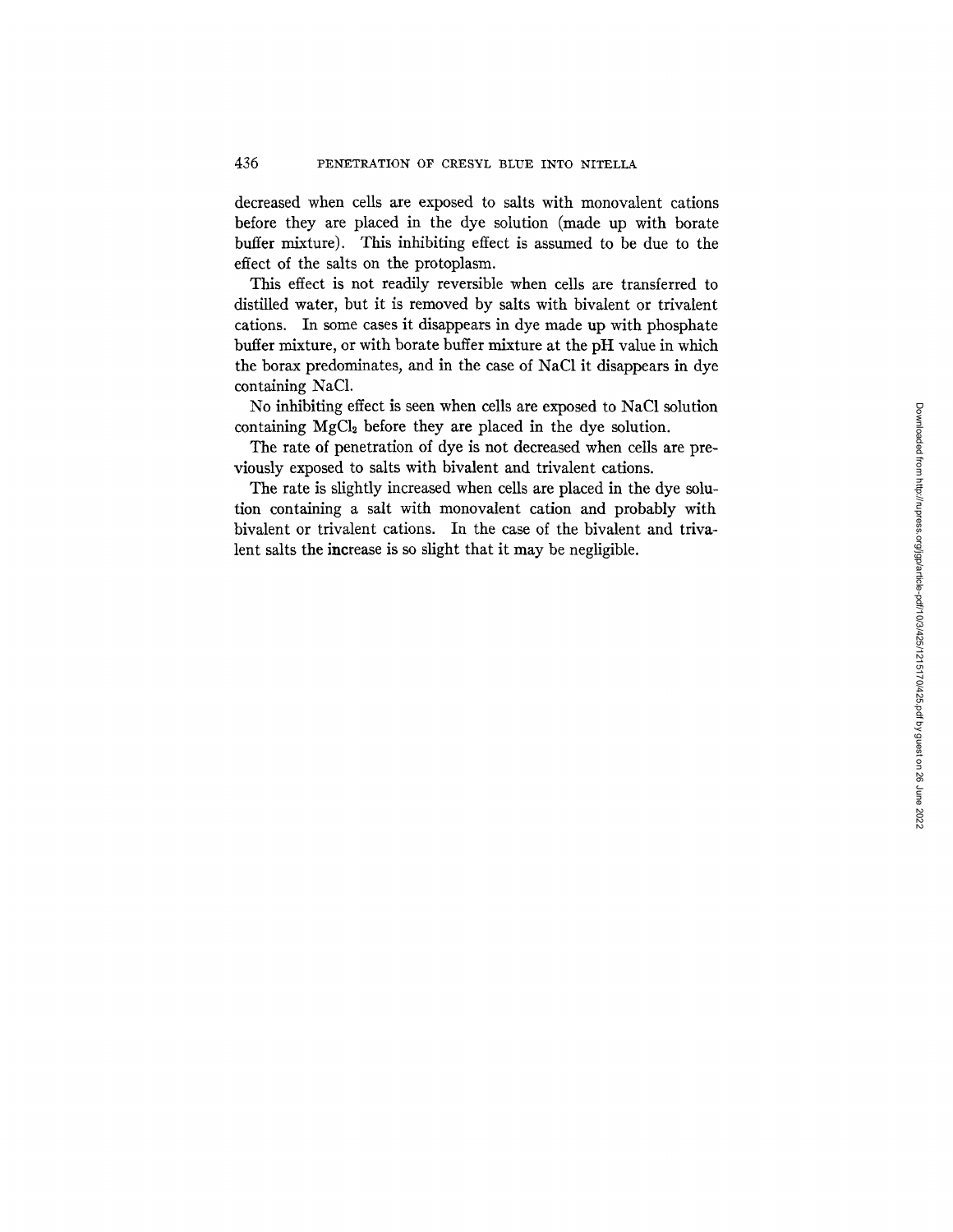decreased when cells are exposed to salts with monovalent cations before they are placed in the dye solution (made up with borate buffer mixture). This inhibiting effect is assumed to be due to the effect of the salts on the protoplasm.

This effect is not readily reversible when cells are transferred to distilled water, but it is removed by salts with bivalent or trivalent cations. In some cases it disappears in dye made up with phosphate buffer mixture, or with borate buffer mixture at the pH value in which the borax predominates, and in the case of NaCl it disappears in dye containing NaCl.

No inhibiting effect is seen when cells are exposed to NaCl solution containing $MgCl_2$ before they are placed in the dye solution.

The rate of penetration of dye is not decreased when cells are previously exposed to salts with bivalent and trivalent cations.

The rate is slightly increased when cells are placed in the dye solution containing a salt with monovalent cation and probably with bivalent or trivalent cations. In the case of the bivalent and trivalent salts the increase is so slight that it may be negligible.